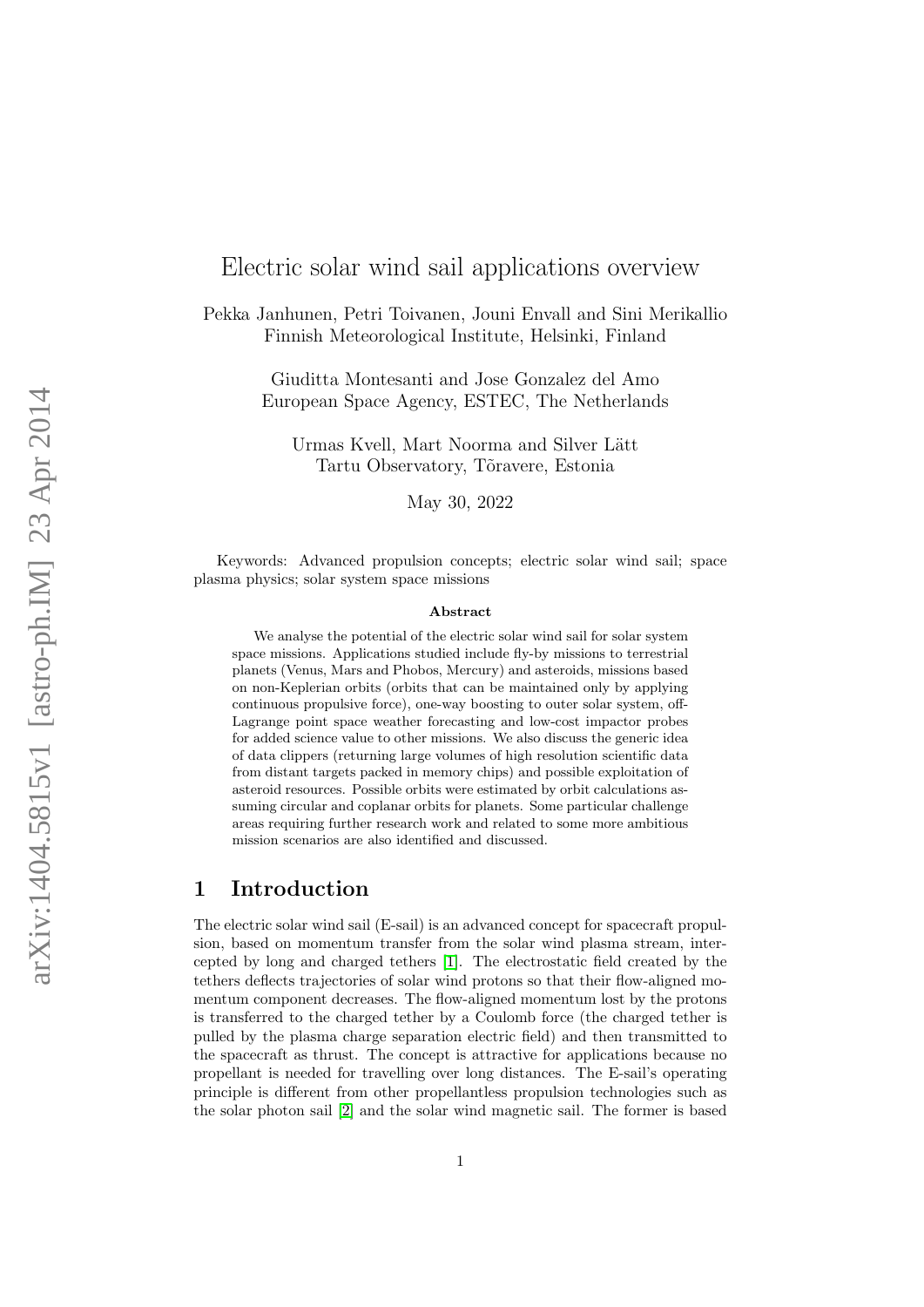# Electric solar wind sail applications overview

Pekka Janhunen, Petri Toivanen, Jouni Envall and Sini Merikallio
Finnish Meteorological Institute, Helsinki, Finland

Giuditta Montesanti and Jose Gonzalez del Amo
European Space Agency, ESTEC, The Netherlands

Urmas Kvell, Mart Noorma and Silver Lätt
Tartu Observatory, Tõravere, Estonia

May 30, 2022

Keywords: Advanced propulsion concepts; electric solar wind sail; space plasma physics; solar system space missions

### Abstract

We analyse the potential of the electric solar wind sail for solar system space missions. Applications studied include fly-by missions to terrestrial planets (Venus, Mars and Phobos, Mercury) and asteroids, missions based on non-Keplerian orbits (orbits that can be maintained only by applying continuous propulsive force), one-way boosting to outer solar system, off-Lagrange point space weather forecasting and low-cost impactor probes for added science value to other missions. We also discuss the generic idea of data clippers (returning large volumes of high resolution scientific data from distant targets packed in memory chips) and possible exploitation of asteroid resources. Possible orbits were estimated by orbit calculations assuming circular and coplanar orbits for planets. Some particular challenge areas requiring further research work and related to some more ambitious mission scenarios are also identified and discussed.

## 1 Introduction

The electric solar wind sail (E-sail) is an advanced concept for spacecraft propulsion, based on momentum transfer from the solar wind plasma stream, intercepted by long and charged tethers [1]. The electrostatic field created by the tethers deflects trajectories of solar wind protons so that their flow-aligned momentum component decreases. The flow-aligned momentum lost by the protons is transferred to the charged tether by a Coulomb force (the charged tether is pulled by the plasma charge separation electric field) and then transmitted to the spacecraft as thrust. The concept is attractive for applications because no propellant is needed for travelling over long distances. The E-sail's operating principle is different from other propellantless propulsion technologies such as the solar photon sail [2] and the solar wind magnetic sail. The former is based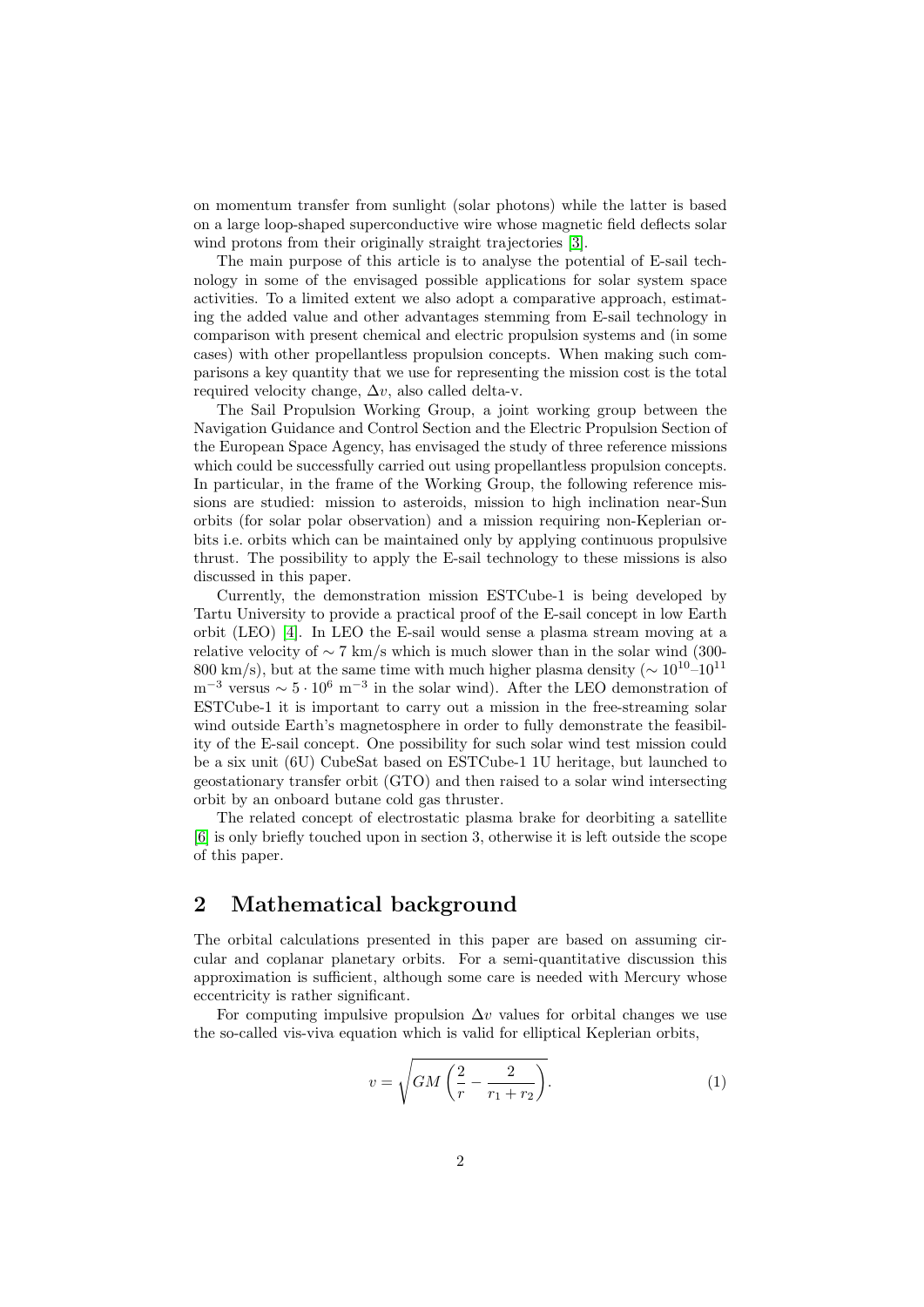on momentum transfer from sunlight (solar photons) while the latter is based on a large loop-shaped superconductive wire whose magnetic field deflects solar wind protons from their originally straight trajectories [3].

The main purpose of this article is to analyse the potential of E-sail technology in some of the envisaged possible applications for solar system space activities. To a limited extent we also adopt a comparative approach, estimating the added value and other advantages stemming from E-sail technology in comparison with present chemical and electric propulsion systems and (in some cases) with other propellantless propulsion concepts. When making such comparisons a key quantity that we use for representing the mission cost is the total required velocity change, $\Delta v$, also called delta-v.

The Sail Propulsion Working Group, a joint working group between the Navigation Guidance and Control Section and the Electric Propulsion Section of the European Space Agency, has envisaged the study of three reference missions which could be successfully carried out using propellantless propulsion concepts. In particular, in the frame of the Working Group, the following reference missions are studied: mission to asteroids, mission to high inclination near-Sun orbits (for solar polar observation) and a mission requiring non-Keplerian orbits i.e. orbits which can be maintained only by applying continuous propulsive thrust. The possibility to apply the E-sail technology to these missions is also discussed in this paper.

Currently, the demonstration mission ESTCube-1 is being developed by Tartu University to provide a practical proof of the E-sail concept in low Earth orbit (LEO) [4]. In LEO the E-sail would sense a plasma stream moving at a relative velocity of $\sim 7$ km/s which is much slower than in the solar wind (300-800 km/s), but at the same time with much higher plasma density ($\sim 10^{10}$–$10^{11}$ m$^{-3}$ versus $\sim 5 \cdot 10^{6}$ m$^{-3}$ in the solar wind). After the LEO demonstration of ESTCube-1 it is important to carry out a mission in the free-streaming solar wind outside Earth's magnetosphere in order to fully demonstrate the feasibility of the E-sail concept. One possibility for such solar wind test mission could be a six unit (6U) CubeSat based on ESTCube-1 1U heritage, but launched to geostationary transfer orbit (GTO) and then raised to a solar wind intersecting orbit by an onboard butane cold gas thruster.

The related concept of electrostatic plasma brake for deorbiting a satellite [6] is only briefly touched upon in section 3, otherwise it is left outside the scope of this paper.

## 2 Mathematical background

The orbital calculations presented in this paper are based on assuming circular and coplanar planetary orbits. For a semi-quantitative discussion this approximation is sufficient, although some care is needed with Mercury whose eccentricity is rather significant.

For computing impulsive propulsion $\Delta v$ values for orbital changes we use the so-called vis-viva equation which is valid for elliptical Keplerian orbits,

$$v = \sqrt{GM\left(\frac{2}{r} - \frac{2}{r_1 + r_2}\right)}. \tag{1}$$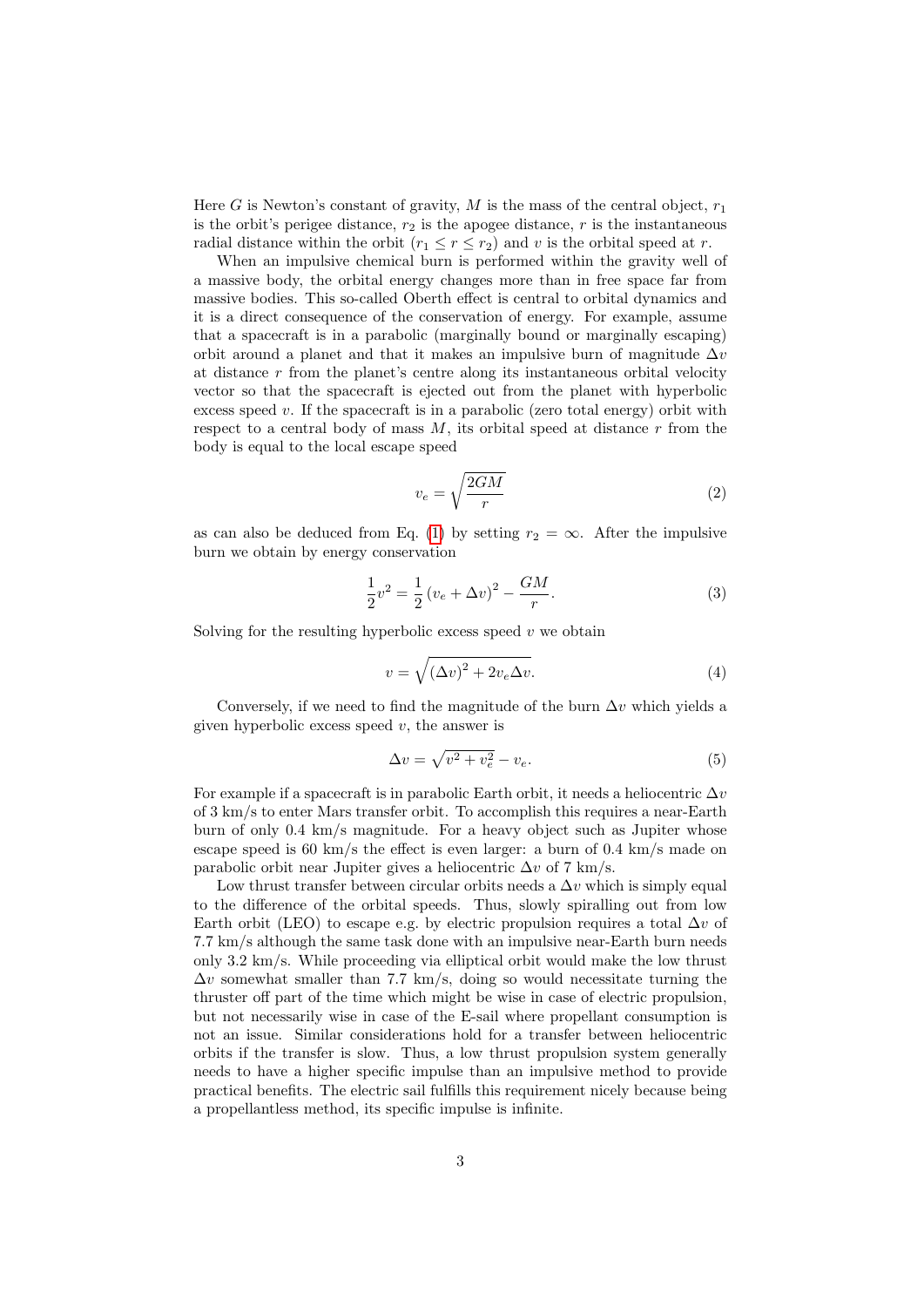Here $G$ is Newton's constant of gravity, $M$ is the mass of the central object, $r_1$ is the orbit's perigee distance, $r_2$ is the apogee distance, $r$ is the instantaneous radial distance within the orbit ($r_1 \leq r \leq r_2$) and $v$ is the orbital speed at $r$.

When an impulsive chemical burn is performed within the gravity well of a massive body, the orbital energy changes more than in free space far from massive bodies. This so-called Oberth effect is central to orbital dynamics and it is a direct consequence of the conservation of energy. For example, assume that a spacecraft is in a parabolic (marginally bound or marginally escaping) orbit around a planet and that it makes an impulsive burn of magnitude $\Delta v$ at distance $r$ from the planet's centre along its instantaneous orbital velocity vector so that the spacecraft is ejected out from the planet with hyperbolic excess speed $v$. If the spacecraft is in a parabolic (zero total energy) orbit with respect to a central body of mass $M$, its orbital speed at distance $r$ from the body is equal to the local escape speed

$$v_e = \sqrt{\frac{2GM}{r}} \tag{2}$$

as can also be deduced from Eq. (1) by setting $r_2 = \infty$. After the impulsive burn we obtain by energy conservation

$$\frac{1}{2}v^2 = \frac{1}{2}\left(v_e + \Delta v\right)^2 - \frac{GM}{r}. \tag{3}$$

Solving for the resulting hyperbolic excess speed $v$ we obtain

$$v = \sqrt{\left(\Delta v\right)^2 + 2v_e \Delta v}. \tag{4}$$

Conversely, if we need to find the magnitude of the burn $\Delta v$ which yields a given hyperbolic excess speed $v$, the answer is

$$\Delta v = \sqrt{v^2 + v_e^2} - v_e. \tag{5}$$

For example if a spacecraft is in parabolic Earth orbit, it needs a heliocentric $\Delta v$ of 3 km/s to enter Mars transfer orbit. To accomplish this requires a near-Earth burn of only 0.4 km/s magnitude. For a heavy object such as Jupiter whose escape speed is 60 km/s the effect is even larger: a burn of 0.4 km/s made on parabolic orbit near Jupiter gives a heliocentric $\Delta v$ of 7 km/s.

Low thrust transfer between circular orbits needs a $\Delta v$ which is simply equal to the difference of the orbital speeds. Thus, slowly spiralling out from low Earth orbit (LEO) to escape e.g. by electric propulsion requires a total $\Delta v$ of 7.7 km/s although the same task done with an impulsive near-Earth burn needs only 3.2 km/s. While proceeding via elliptical orbit would make the low thrust $\Delta v$ somewhat smaller than 7.7 km/s, doing so would necessitate turning the thruster off part of the time which might be wise in case of electric propulsion, but not necessarily wise in case of the E-sail where propellant consumption is not an issue. Similar considerations hold for a transfer between heliocentric orbits if the transfer is slow. Thus, a low thrust propulsion system generally needs to have a higher specific impulse than an impulsive method to provide practical benefits. The electric sail fulfills this requirement nicely because being a propellantless method, its specific impulse is infinite.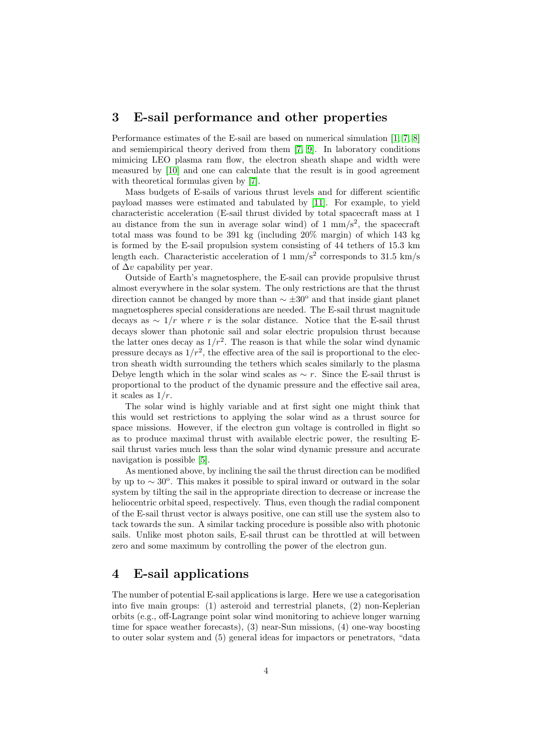## 3 E-sail performance and other properties

Performance estimates of the E-sail are based on numerical simulation [1, 7, 8] and semiempirical theory derived from them [7, 9]. In laboratory conditions mimicing LEO plasma ram flow, the electron sheath shape and width were measured by [10] and one can calculate that the result is in good agreement with theoretical formulas given by [7].

Mass budgets of E-sails of various thrust levels and for different scientific payload masses were estimated and tabulated by [11]. For example, to yield characteristic acceleration (E-sail thrust divided by total spacecraft mass at 1 au distance from the sun in average solar wind) of 1 mm/s$^2$, the spacecraft total mass was found to be 391 kg (including 20% margin) of which 143 kg is formed by the E-sail propulsion system consisting of 44 tethers of 15.3 km length each. Characteristic acceleration of 1 mm/s$^2$ corresponds to 31.5 km/s of $\Delta v$ capability per year.

Outside of Earth's magnetosphere, the E-sail can provide propulsive thrust almost everywhere in the solar system. The only restrictions are that the thrust direction cannot be changed by more than $\sim \pm 30^{\circ}$ and that inside giant planet magnetospheres special considerations are needed. The E-sail thrust magnitude decays as $\sim 1/r$ where $r$ is the solar distance. Notice that the E-sail thrust decays slower than photonic sail and solar electric propulsion thrust because the latter ones decay as $1/r^2$. The reason is that while the solar wind dynamic pressure decays as $1/r^2$, the effective area of the sail is proportional to the electron sheath width surrounding the tethers which scales similarly to the plasma Debye length which in the solar wind scales as $\sim r$. Since the E-sail thrust is proportional to the product of the dynamic pressure and the effective sail area, it scales as $1/r$.

The solar wind is highly variable and at first sight one might think that this would set restrictions to applying the solar wind as a thrust source for space missions. However, if the electron gun voltage is controlled in flight so as to produce maximal thrust with available electric power, the resulting E-sail thrust varies much less than the solar wind dynamic pressure and accurate navigation is possible [5].

As mentioned above, by inclining the sail the thrust direction can be modified by up to $\sim 30^{\circ}$. This makes it possible to spiral inward or outward in the solar system by tilting the sail in the appropriate direction to decrease or increase the heliocentric orbital speed, respectively. Thus, even though the radial component of the E-sail thrust vector is always positive, one can still use the system also to tack towards the sun. A similar tacking procedure is possible also with photonic sails. Unlike most photon sails, E-sail thrust can be throttled at will between zero and some maximum by controlling the power of the electron gun.

## 4 E-sail applications

The number of potential E-sail applications is large. Here we use a categorisation into five main groups: (1) asteroid and terrestrial planets, (2) non-Keplerian orbits (e.g., off-Lagrange point solar wind monitoring to achieve longer warning time for space weather forecasts), (3) near-Sun missions, (4) one-way boosting to outer solar system and (5) general ideas for impactors or penetrators, "data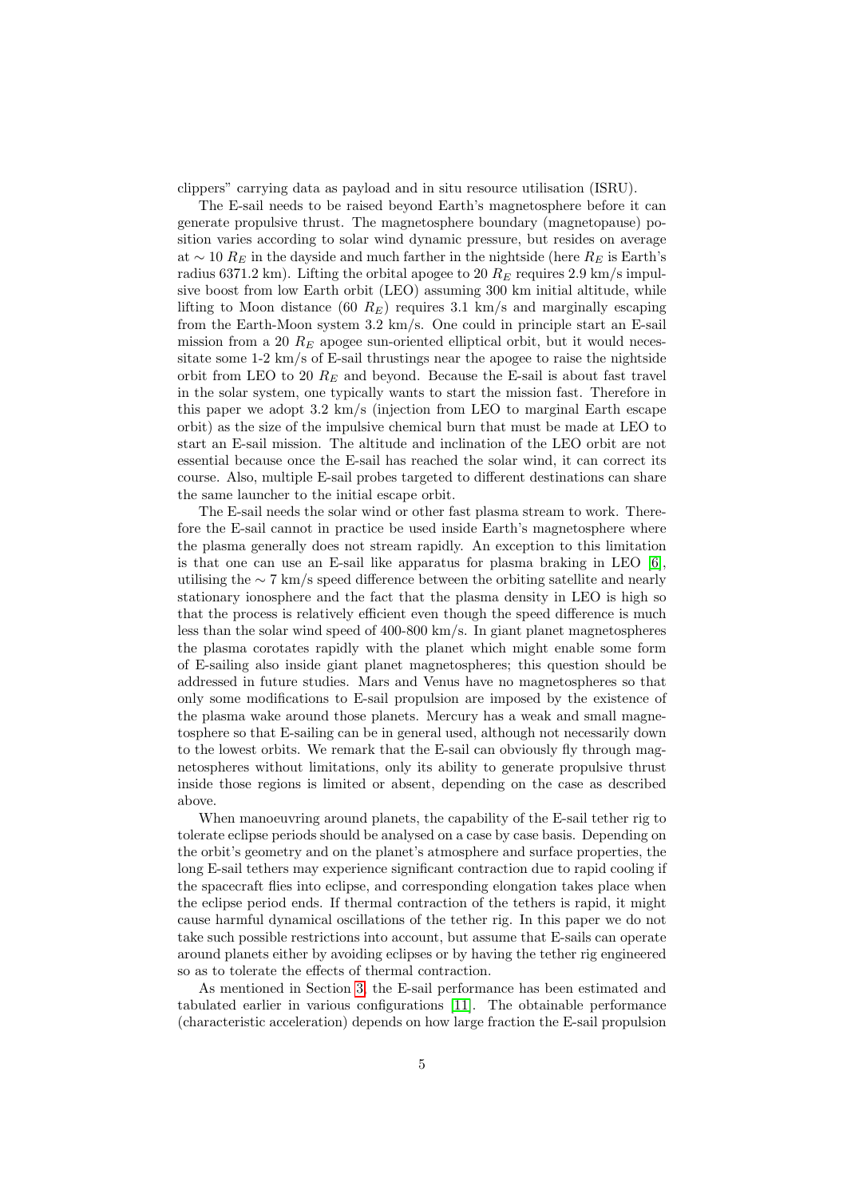clippers" carrying data as payload and in situ resource utilisation (ISRU).

The E-sail needs to be raised beyond Earth's magnetosphere before it can generate propulsive thrust. The magnetosphere boundary (magnetopause) position varies according to solar wind dynamic pressure, but resides on average at $\sim 10\ R_E$ in the dayside and much farther in the nightside (here $R_E$ is Earth's radius 6371.2 km). Lifting the orbital apogee to 20 $R_E$ requires 2.9 km/s impulsive boost from low Earth orbit (LEO) assuming 300 km initial altitude, while lifting to Moon distance (60 $R_E$) requires 3.1 km/s and marginally escaping from the Earth-Moon system 3.2 km/s. One could in principle start an E-sail mission from a 20 $R_E$ apogee sun-oriented elliptical orbit, but it would necessitate some 1-2 km/s of E-sail thrustings near the apogee to raise the nightside orbit from LEO to 20 $R_E$ and beyond. Because the E-sail is about fast travel in the solar system, one typically wants to start the mission fast. Therefore in this paper we adopt 3.2 km/s (injection from LEO to marginal Earth escape orbit) as the size of the impulsive chemical burn that must be made at LEO to start an E-sail mission. The altitude and inclination of the LEO orbit are not essential because once the E-sail has reached the solar wind, it can correct its course. Also, multiple E-sail probes targeted to different destinations can share the same launcher to the initial escape orbit.

The E-sail needs the solar wind or other fast plasma stream to work. Therefore the E-sail cannot in practice be used inside Earth's magnetosphere where the plasma generally does not stream rapidly. An exception to this limitation is that one can use an E-sail like apparatus for plasma braking in LEO [6], utilising the $\sim 7$ km/s speed difference between the orbiting satellite and nearly stationary ionosphere and the fact that the plasma density in LEO is high so that the process is relatively efficient even though the speed difference is much less than the solar wind speed of 400-800 km/s. In giant planet magnetospheres the plasma corotates rapidly with the planet which might enable some form of E-sailing also inside giant planet magnetospheres; this question should be addressed in future studies. Mars and Venus have no magnetospheres so that only some modifications to E-sail propulsion are imposed by the existence of the plasma wake around those planets. Mercury has a weak and small magnetosphere so that E-sailing can be in general used, although not necessarily down to the lowest orbits. We remark that the E-sail can obviously fly through magnetospheres without limitations, only its ability to generate propulsive thrust inside those regions is limited or absent, depending on the case as described above.

When manoeuvring around planets, the capability of the E-sail tether rig to tolerate eclipse periods should be analysed on a case by case basis. Depending on the orbit's geometry and on the planet's atmosphere and surface properties, the long E-sail tethers may experience significant contraction due to rapid cooling if the spacecraft flies into eclipse, and corresponding elongation takes place when the eclipse period ends. If thermal contraction of the tethers is rapid, it might cause harmful dynamical oscillations of the tether rig. In this paper we do not take such possible restrictions into account, but assume that E-sails can operate around planets either by avoiding eclipses or by having the tether rig engineered so as to tolerate the effects of thermal contraction.

As mentioned in Section 3, the E-sail performance has been estimated and tabulated earlier in various configurations [11]. The obtainable performance (characteristic acceleration) depends on how large fraction the E-sail propulsion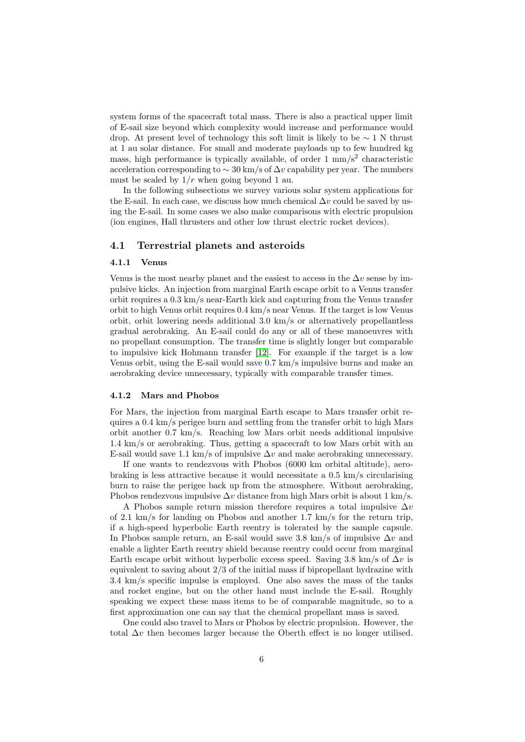system forms of the spacecraft total mass. There is also a practical upper limit of E-sail size beyond which complexity would increase and performance would drop. At present level of technology this soft limit is likely to be $\sim 1$ N thrust at 1 au solar distance. For small and moderate payloads up to few hundred kg mass, high performance is typically available, of order 1 mm/s$^2$ characteristic acceleration corresponding to $\sim 30$ km/s of $\Delta v$ capability per year. The numbers must be scaled by $1/r$ when going beyond 1 au.

In the following subsections we survey various solar system applications for the E-sail. In each case, we discuss how much chemical $\Delta v$ could be saved by using the E-sail. In some cases we also make comparisons with electric propulsion (ion engines, Hall thrusters and other low thrust electric rocket devices).

## 4.1 Terrestrial planets and asteroids

### 4.1.1 Venus

Venus is the most nearby planet and the easiest to access in the $\Delta v$ sense by impulsive kicks. An injection from marginal Earth escape orbit to a Venus transfer orbit requires a 0.3 km/s near-Earth kick and capturing from the Venus transfer orbit to high Venus orbit requires 0.4 km/s near Venus. If the target is low Venus orbit, orbit lowering needs additional 3.0 km/s or alternatively propellantless gradual aerobraking. An E-sail could do any or all of these manoeuvres with no propellant consumption. The transfer time is slightly longer but comparable to impulsive kick Hohmann transfer [12]. For example if the target is a low Venus orbit, using the E-sail would save 0.7 km/s impulsive burns and make an aerobraking device unnecessary, typically with comparable transfer times.

### 4.1.2 Mars and Phobos

For Mars, the injection from marginal Earth escape to Mars transfer orbit requires a 0.4 km/s perigee burn and settling from the transfer orbit to high Mars orbit another 0.7 km/s. Reaching low Mars orbit needs additional impulsive 1.4 km/s or aerobraking. Thus, getting a spacecraft to low Mars orbit with an E-sail would save 1.1 km/s of impulsive $\Delta v$ and make aerobraking unnecessary.

If one wants to rendezvous with Phobos (6000 km orbital altitude), aerobraking is less attractive because it would necessitate a 0.5 km/s circularising burn to raise the perigee back up from the atmosphere. Without aerobraking, Phobos rendezvous impulsive $\Delta v$ distance from high Mars orbit is about 1 km/s.

A Phobos sample return mission therefore requires a total impulsive $\Delta v$ of 2.1 km/s for landing on Phobos and another 1.7 km/s for the return trip, if a high-speed hyperbolic Earth reentry is tolerated by the sample capsule. In Phobos sample return, an E-sail would save 3.8 km/s of impulsive $\Delta v$ and enable a lighter Earth reentry shield because reentry could occur from marginal Earth escape orbit without hyperbolic excess speed. Saving 3.8 km/s of $\Delta v$ is equivalent to saving about 2/3 of the initial mass if bipropellant hydrazine with 3.4 km/s specific impulse is employed. One also saves the mass of the tanks and rocket engine, but on the other hand must include the E-sail. Roughly speaking we expect these mass items to be of comparable magnitude, so to a first approximation one can say that the chemical propellant mass is saved.

One could also travel to Mars or Phobos by electric propulsion. However, the total $\Delta v$ then becomes larger because the Oberth effect is no longer utilised.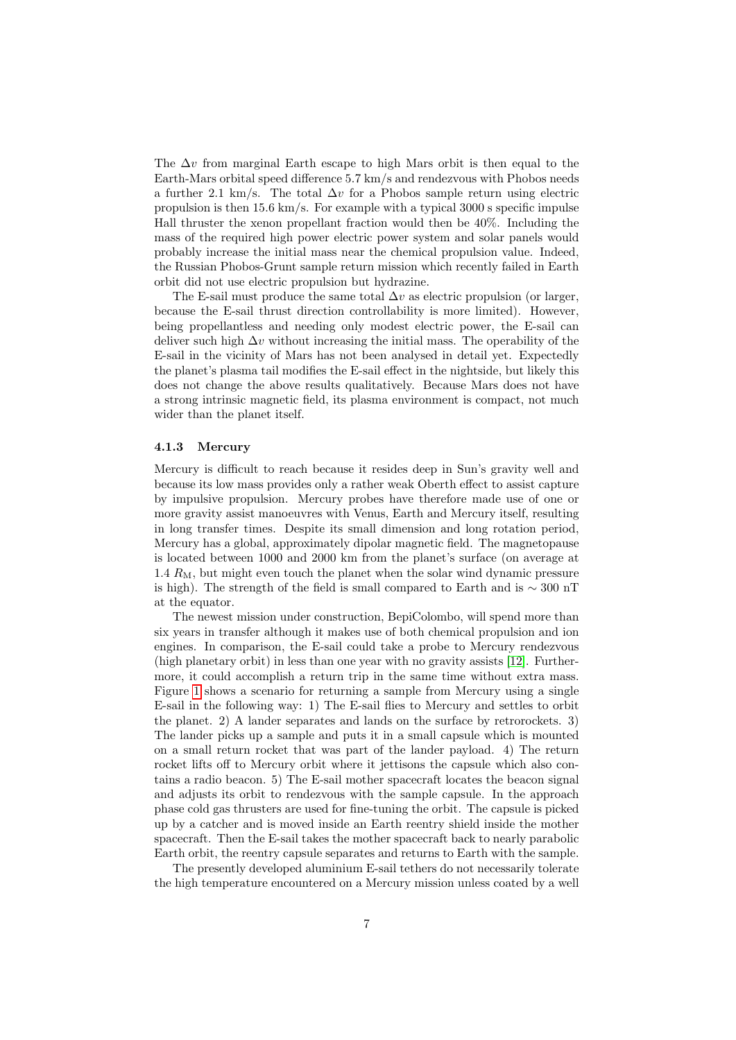The $\Delta v$ from marginal Earth escape to high Mars orbit is then equal to the Earth-Mars orbital speed difference 5.7 km/s and rendezvous with Phobos needs a further 2.1 km/s. The total $\Delta v$ for a Phobos sample return using electric propulsion is then 15.6 km/s. For example with a typical 3000 s specific impulse Hall thruster the xenon propellant fraction would then be 40%. Including the mass of the required high power electric power system and solar panels would probably increase the initial mass near the chemical propulsion value. Indeed, the Russian Phobos-Grunt sample return mission which recently failed in Earth orbit did not use electric propulsion but hydrazine.

The E-sail must produce the same total $\Delta v$ as electric propulsion (or larger, because the E-sail thrust direction controllability is more limited). However, being propellantless and needing only modest electric power, the E-sail can deliver such high $\Delta v$ without increasing the initial mass. The operability of the E-sail in the vicinity of Mars has not been analysed in detail yet. Expectedly the planet's plasma tail modifies the E-sail effect in the nightside, but likely this does not change the above results qualitatively. Because Mars does not have a strong intrinsic magnetic field, its plasma environment is compact, not much wider than the planet itself.

#### 4.1.3 Mercury

Mercury is difficult to reach because it resides deep in Sun's gravity well and because its low mass provides only a rather weak Oberth effect to assist capture by impulsive propulsion. Mercury probes have therefore made use of one or more gravity assist manoeuvres with Venus, Earth and Mercury itself, resulting in long transfer times. Despite its small dimension and long rotation period, Mercury has a global, approximately dipolar magnetic field. The magnetopause is located between 1000 and 2000 km from the planet's surface (on average at 1.4 $R_{\mathrm{M}}$, but might even touch the planet when the solar wind dynamic pressure is high). The strength of the field is small compared to Earth and is $\sim 300$ nT at the equator.

The newest mission under construction, BepiColombo, will spend more than six years in transfer although it makes use of both chemical propulsion and ion engines. In comparison, the E-sail could take a probe to Mercury rendezvous (high planetary orbit) in less than one year with no gravity assists [12]. Furthermore, it could accomplish a return trip in the same time without extra mass. Figure 1 shows a scenario for returning a sample from Mercury using a single E-sail in the following way: 1) The E-sail flies to Mercury and settles to orbit the planet. 2) A lander separates and lands on the surface by retrorockets. 3) The lander picks up a sample and puts it in a small capsule which is mounted on a small return rocket that was part of the lander payload. 4) The return rocket lifts off to Mercury orbit where it jettisons the capsule which also contains a radio beacon. 5) The E-sail mother spacecraft locates the beacon signal and adjusts its orbit to rendezvous with the sample capsule. In the approach phase cold gas thrusters are used for fine-tuning the orbit. The capsule is picked up by a catcher and is moved inside an Earth reentry shield inside the mother spacecraft. Then the E-sail takes the mother spacecraft back to nearly parabolic Earth orbit, the reentry capsule separates and returns to Earth with the sample.

The presently developed aluminium E-sail tethers do not necessarily tolerate the high temperature encountered on a Mercury mission unless coated by a well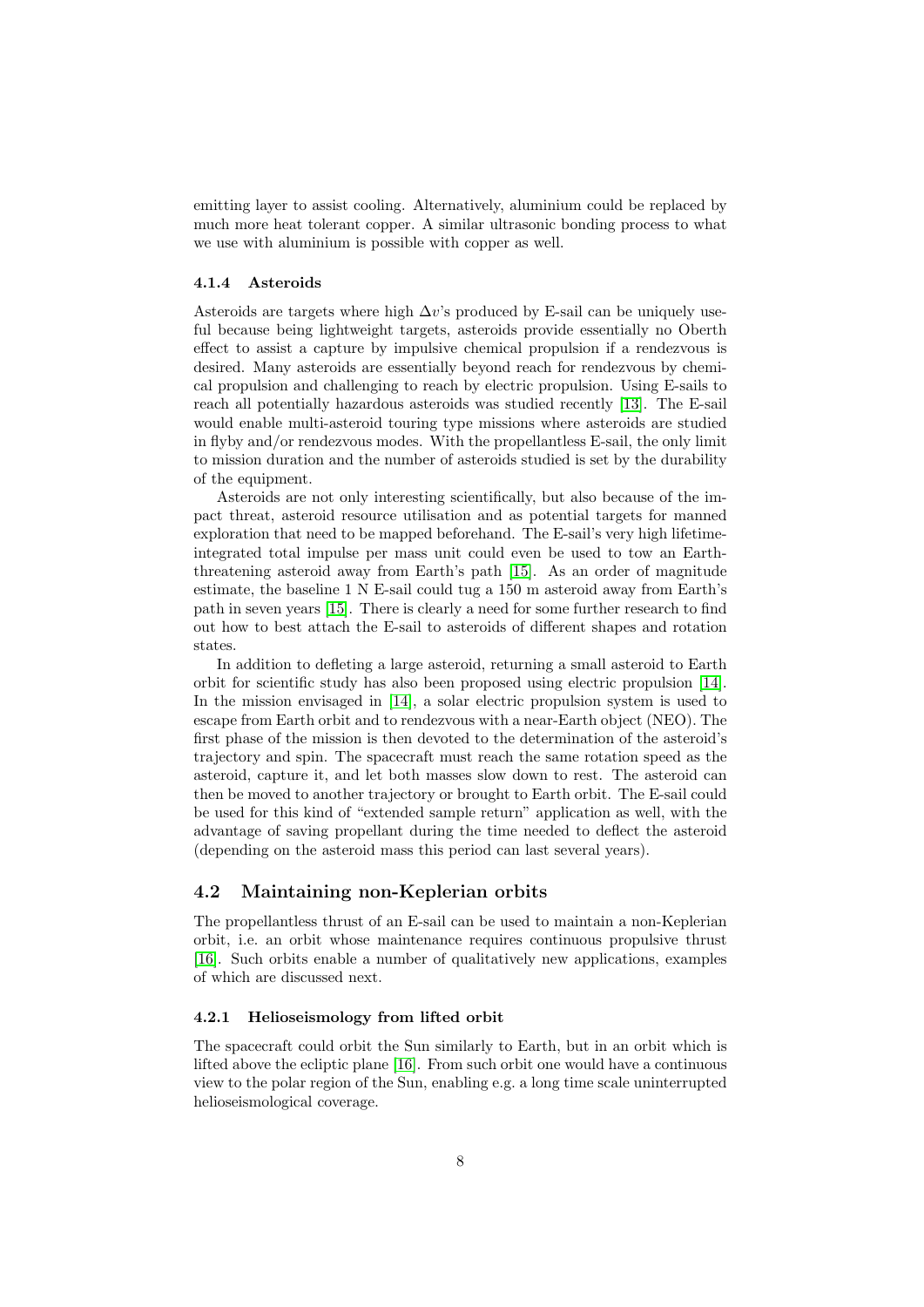emitting layer to assist cooling. Alternatively, aluminium could be replaced by much more heat tolerant copper. A similar ultrasonic bonding process to what we use with aluminium is possible with copper as well.

#### 4.1.4 Asteroids

Asteroids are targets where high $\Delta v$'s produced by E-sail can be uniquely useful because being lightweight targets, asteroids provide essentially no Oberth effect to assist a capture by impulsive chemical propulsion if a rendezvous is desired. Many asteroids are essentially beyond reach for rendezvous by chemical propulsion and challenging to reach by electric propulsion. Using E-sails to reach all potentially hazardous asteroids was studied recently [13]. The E-sail would enable multi-asteroid touring type missions where asteroids are studied in flyby and/or rendezvous modes. With the propellantless E-sail, the only limit to mission duration and the number of asteroids studied is set by the durability of the equipment.

Asteroids are not only interesting scientifically, but also because of the impact threat, asteroid resource utilisation and as potential targets for manned exploration that need to be mapped beforehand. The E-sail's very high lifetime-integrated total impulse per mass unit could even be used to tow an Earth-threatening asteroid away from Earth's path [15]. As an order of magnitude estimate, the baseline 1 N E-sail could tug a 150 m asteroid away from Earth's path in seven years [15]. There is clearly a need for some further research to find out how to best attach the E-sail to asteroids of different shapes and rotation states.

In addition to defleting a large asteroid, returning a small asteroid to Earth orbit for scientific study has also been proposed using electric propulsion [14]. In the mission envisaged in [14], a solar electric propulsion system is used to escape from Earth orbit and to rendezvous with a near-Earth object (NEO). The first phase of the mission is then devoted to the determination of the asteroid's trajectory and spin. The spacecraft must reach the same rotation speed as the asteroid, capture it, and let both masses slow down to rest. The asteroid can then be moved to another trajectory or brought to Earth orbit. The E-sail could be used for this kind of "extended sample return" application as well, with the advantage of saving propellant during the time needed to deflect the asteroid (depending on the asteroid mass this period can last several years).

### 4.2 Maintaining non-Keplerian orbits

The propellantless thrust of an E-sail can be used to maintain a non-Keplerian orbit, i.e. an orbit whose maintenance requires continuous propulsive thrust [16]. Such orbits enable a number of qualitatively new applications, examples of which are discussed next.

#### 4.2.1 Helioseismology from lifted orbit

The spacecraft could orbit the Sun similarly to Earth, but in an orbit which is lifted above the ecliptic plane [16]. From such orbit one would have a continuous view to the polar region of the Sun, enabling e.g. a long time scale uninterrupted helioseismological coverage.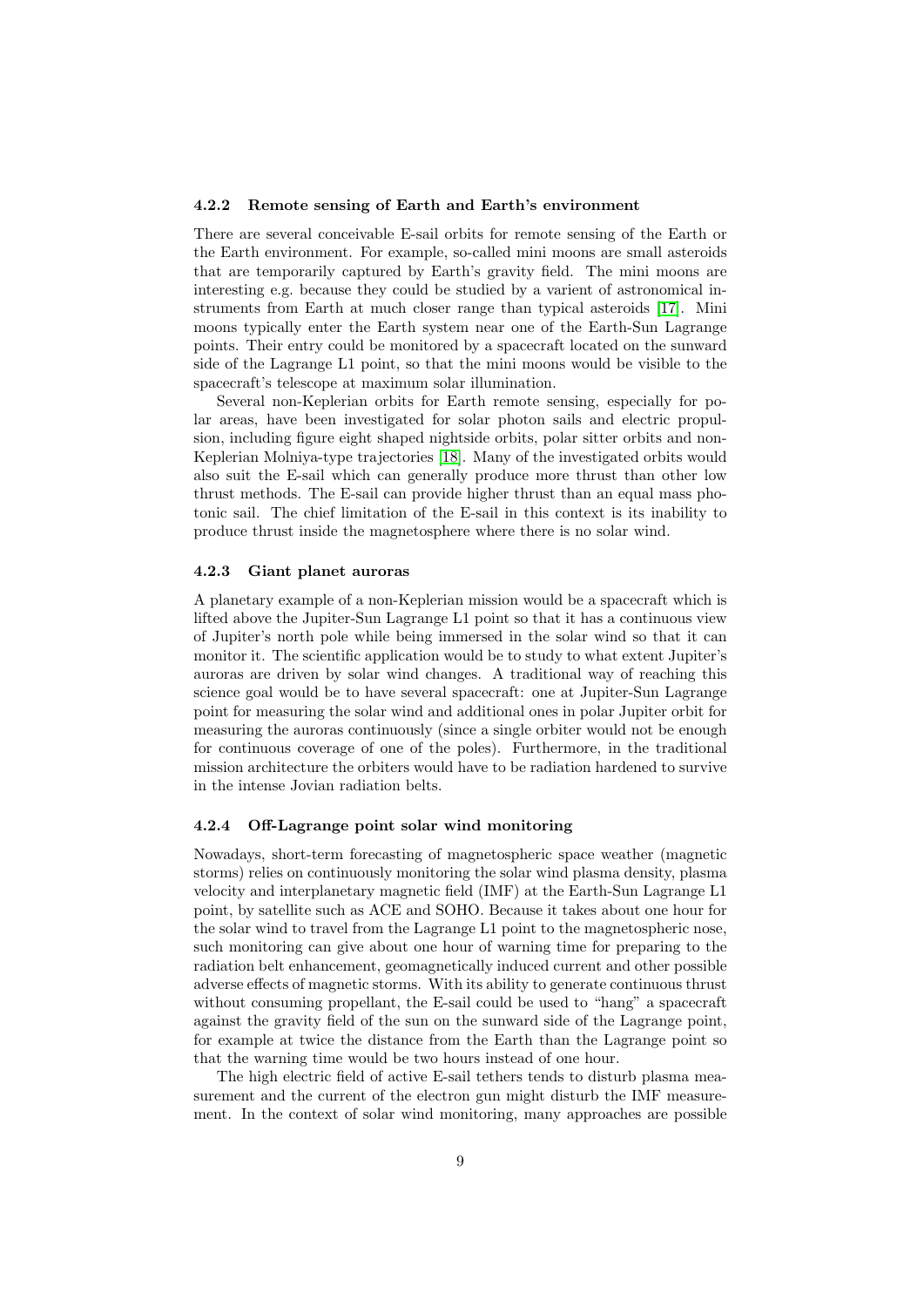#### 4.2.2 Remote sensing of Earth and Earth's environment

There are several conceivable E-sail orbits for remote sensing of the Earth or the Earth environment. For example, so-called mini moons are small asteroids that are temporarily captured by Earth's gravity field. The mini moons are interesting e.g. because they could be studied by a varient of astronomical instruments from Earth at much closer range than typical asteroids [17]. Mini moons typically enter the Earth system near one of the Earth-Sun Lagrange points. Their entry could be monitored by a spacecraft located on the sunward side of the Lagrange L1 point, so that the mini moons would be visible to the spacecraft's telescope at maximum solar illumination.

Several non-Keplerian orbits for Earth remote sensing, especially for polar areas, have been investigated for solar photon sails and electric propulsion, including figure eight shaped nightside orbits, polar sitter orbits and non-Keplerian Molniya-type trajectories [18]. Many of the investigated orbits would also suit the E-sail which can generally produce more thrust than other low thrust methods. The E-sail can provide higher thrust than an equal mass photonic sail. The chief limitation of the E-sail in this context is its inability to produce thrust inside the magnetosphere where there is no solar wind.

#### 4.2.3 Giant planet auroras

A planetary example of a non-Keplerian mission would be a spacecraft which is lifted above the Jupiter-Sun Lagrange L1 point so that it has a continuous view of Jupiter's north pole while being immersed in the solar wind so that it can monitor it. The scientific application would be to study to what extent Jupiter's auroras are driven by solar wind changes. A traditional way of reaching this science goal would be to have several spacecraft: one at Jupiter-Sun Lagrange point for measuring the solar wind and additional ones in polar Jupiter orbit for measuring the auroras continuously (since a single orbiter would not be enough for continuous coverage of one of the poles). Furthermore, in the traditional mission architecture the orbiters would have to be radiation hardened to survive in the intense Jovian radiation belts.

#### 4.2.4 Off-Lagrange point solar wind monitoring

Nowadays, short-term forecasting of magnetospheric space weather (magnetic storms) relies on continuously monitoring the solar wind plasma density, plasma velocity and interplanetary magnetic field (IMF) at the Earth-Sun Lagrange L1 point, by satellite such as ACE and SOHO. Because it takes about one hour for the solar wind to travel from the Lagrange L1 point to the magnetospheric nose, such monitoring can give about one hour of warning time for preparing to the radiation belt enhancement, geomagnetically induced current and other possible adverse effects of magnetic storms. With its ability to generate continuous thrust without consuming propellant, the E-sail could be used to "hang" a spacecraft against the gravity field of the sun on the sunward side of the Lagrange point, for example at twice the distance from the Earth than the Lagrange point so that the warning time would be two hours instead of one hour.

The high electric field of active E-sail tethers tends to disturb plasma measurement and the current of the electron gun might disturb the IMF measurement. In the context of solar wind monitoring, many approaches are possible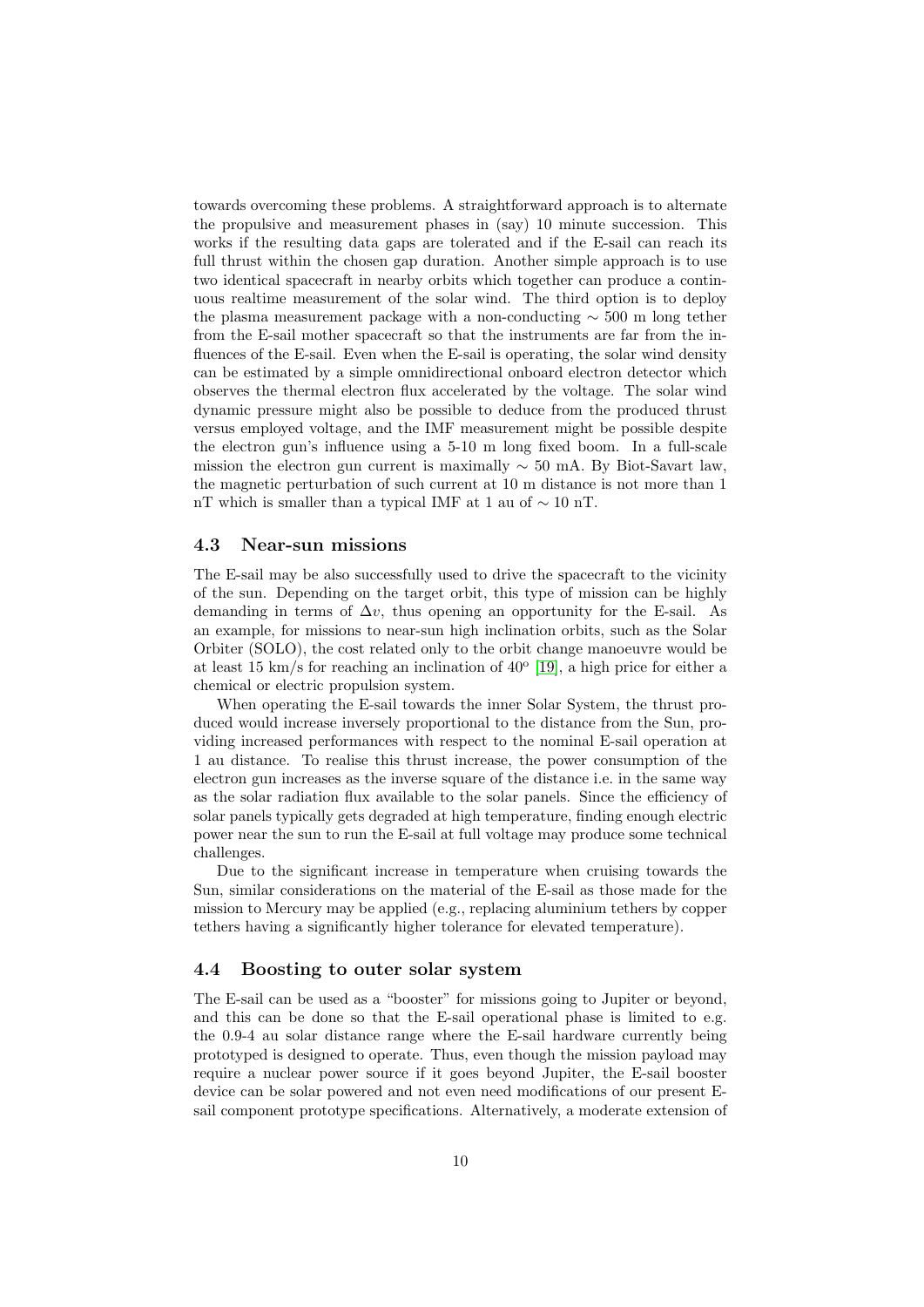towards overcoming these problems. A straightforward approach is to alternate the propulsive and measurement phases in (say) 10 minute succession. This works if the resulting data gaps are tolerated and if the E-sail can reach its full thrust within the chosen gap duration. Another simple approach is to use two identical spacecraft in nearby orbits which together can produce a continuous realtime measurement of the solar wind. The third option is to deploy the plasma measurement package with a non-conducting $\sim 500$ m long tether from the E-sail mother spacecraft so that the instruments are far from the influences of the E-sail. Even when the E-sail is operating, the solar wind density can be estimated by a simple omnidirectional onboard electron detector which observes the thermal electron flux accelerated by the voltage. The solar wind dynamic pressure might also be possible to deduce from the produced thrust versus employed voltage, and the IMF measurement might be possible despite the electron gun's influence using a 5-10 m long fixed boom. In a full-scale mission the electron gun current is maximally $\sim 50$ mA. By Biot-Savart law, the magnetic perturbation of such current at 10 m distance is not more than 1 nT which is smaller than a typical IMF at 1 au of $\sim 10$ nT.

### 4.3 Near-sun missions

The E-sail may be also successfully used to drive the spacecraft to the vicinity of the sun. Depending on the target orbit, this type of mission can be highly demanding in terms of $\Delta v$, thus opening an opportunity for the E-sail. As an example, for missions to near-sun high inclination orbits, such as the Solar Orbiter (SOLO), the cost related only to the orbit change manoeuvre would be at least 15 km/s for reaching an inclination of $40^o$ [19], a high price for either a chemical or electric propulsion system.

When operating the E-sail towards the inner Solar System, the thrust produced would increase inversely proportional to the distance from the Sun, providing increased performances with respect to the nominal E-sail operation at 1 au distance. To realise this thrust increase, the power consumption of the electron gun increases as the inverse square of the distance i.e. in the same way as the solar radiation flux available to the solar panels. Since the efficiency of solar panels typically gets degraded at high temperature, finding enough electric power near the sun to run the E-sail at full voltage may produce some technical challenges.

Due to the significant increase in temperature when cruising towards the Sun, similar considerations on the material of the E-sail as those made for the mission to Mercury may be applied (e.g., replacing aluminium tethers by copper tethers having a significantly higher tolerance for elevated temperature).

### 4.4 Boosting to outer solar system

The E-sail can be used as a "booster" for missions going to Jupiter or beyond, and this can be done so that the E-sail operational phase is limited to e.g. the 0.9-4 au solar distance range where the E-sail hardware currently being prototyped is designed to operate. Thus, even though the mission payload may require a nuclear power source if it goes beyond Jupiter, the E-sail booster device can be solar powered and not even need modifications of our present E-sail component prototype specifications. Alternatively, a moderate extension of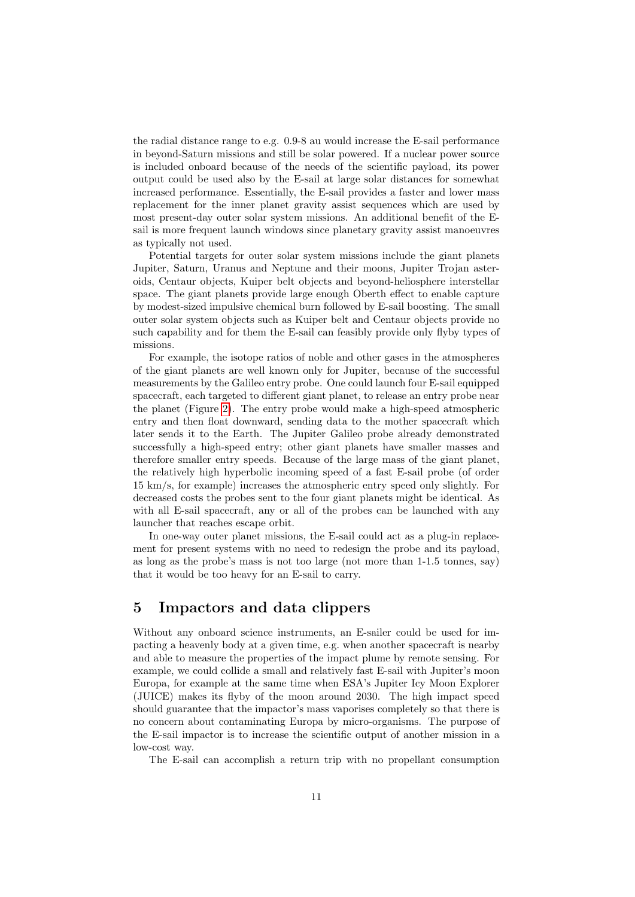the radial distance range to e.g. 0.9-8 au would increase the E-sail performance in beyond-Saturn missions and still be solar powered. If a nuclear power source is included onboard because of the needs of the scientific payload, its power output could be used also by the E-sail at large solar distances for somewhat increased performance. Essentially, the E-sail provides a faster and lower mass replacement for the inner planet gravity assist sequences which are used by most present-day outer solar system missions. An additional benefit of the E-sail is more frequent launch windows since planetary gravity assist manoeuvres as typically not used.

Potential targets for outer solar system missions include the giant planets Jupiter, Saturn, Uranus and Neptune and their moons, Jupiter Trojan asteroids, Centaur objects, Kuiper belt objects and beyond-heliosphere interstellar space. The giant planets provide large enough Oberth effect to enable capture by modest-sized impulsive chemical burn followed by E-sail boosting. The small outer solar system objects such as Kuiper belt and Centaur objects provide no such capability and for them the E-sail can feasibly provide only flyby types of missions.

For example, the isotope ratios of noble and other gases in the atmospheres of the giant planets are well known only for Jupiter, because of the successful measurements by the Galileo entry probe. One could launch four E-sail equipped spacecraft, each targeted to different giant planet, to release an entry probe near the planet (Figure 2). The entry probe would make a high-speed atmospheric entry and then float downward, sending data to the mother spacecraft which later sends it to the Earth. The Jupiter Galileo probe already demonstrated successfully a high-speed entry; other giant planets have smaller masses and therefore smaller entry speeds. Because of the large mass of the giant planet, the relatively high hyperbolic incoming speed of a fast E-sail probe (of order 15 km/s, for example) increases the atmospheric entry speed only slightly. For decreased costs the probes sent to the four giant planets might be identical. As with all E-sail spacecraft, any or all of the probes can be launched with any launcher that reaches escape orbit.

In one-way outer planet missions, the E-sail could act as a plug-in replacement for present systems with no need to redesign the probe and its payload, as long as the probe's mass is not too large (not more than 1-1.5 tonnes, say) that it would be too heavy for an E-sail to carry.

## 5 Impactors and data clippers

Without any onboard science instruments, an E-sailer could be used for impacting a heavenly body at a given time, e.g. when another spacecraft is nearby and able to measure the properties of the impact plume by remote sensing. For example, we could collide a small and relatively fast E-sail with Jupiter's moon Europa, for example at the same time when ESA's Jupiter Icy Moon Explorer (JUICE) makes its flyby of the moon around 2030. The high impact speed should guarantee that the impactor's mass vaporises completely so that there is no concern about contaminating Europa by micro-organisms. The purpose of the E-sail impactor is to increase the scientific output of another mission in a low-cost way.

The E-sail can accomplish a return trip with no propellant consumption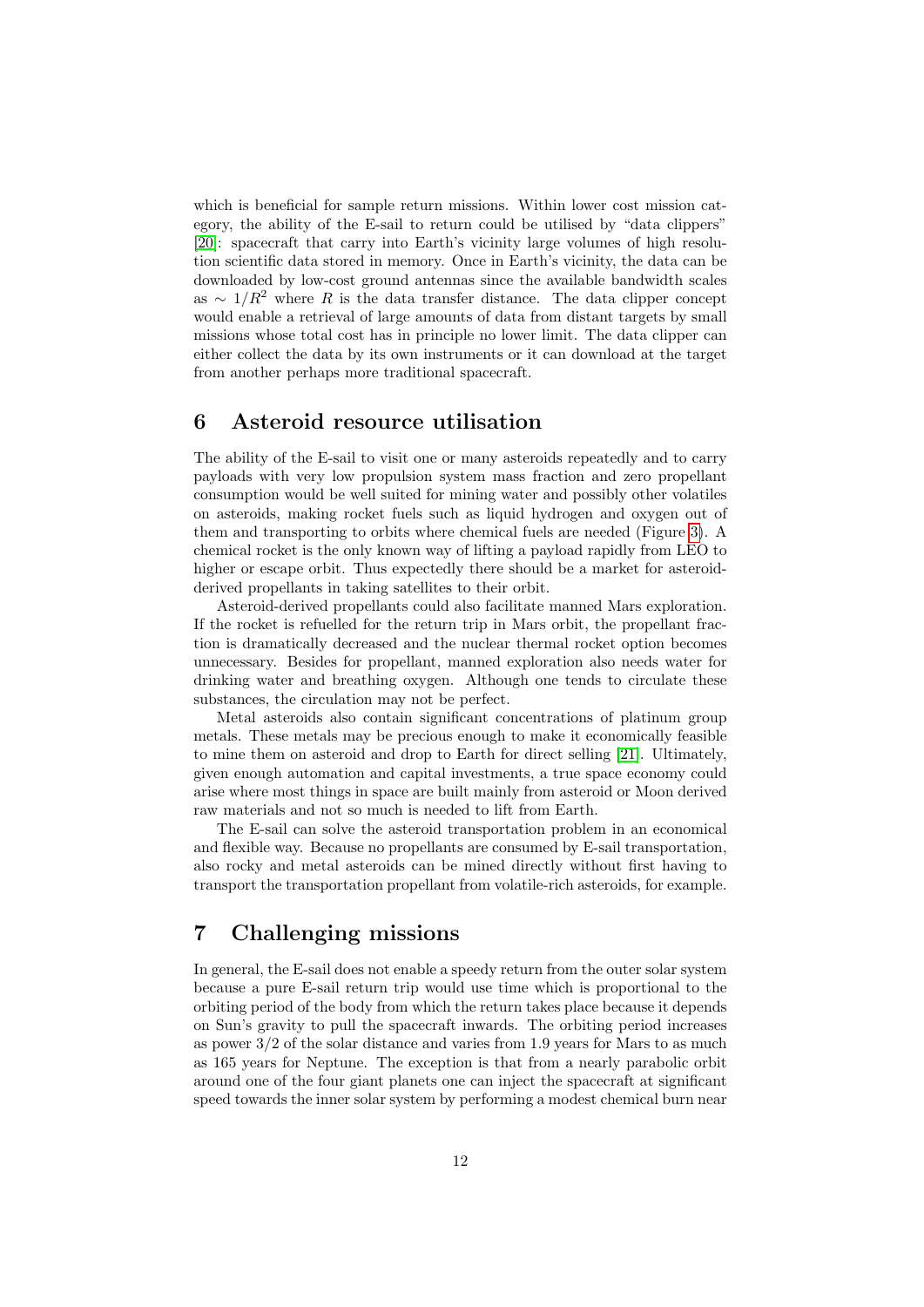which is beneficial for sample return missions. Within lower cost mission category, the ability of the E-sail to return could be utilised by "data clippers" [20]: spacecraft that carry into Earth's vicinity large volumes of high resolution scientific data stored in memory. Once in Earth's vicinity, the data can be downloaded by low-cost ground antennas since the available bandwidth scales as $\sim 1/R^2$ where $R$ is the data transfer distance. The data clipper concept would enable a retrieval of large amounts of data from distant targets by small missions whose total cost has in principle no lower limit. The data clipper can either collect the data by its own instruments or it can download at the target from another perhaps more traditional spacecraft.

# 6 Asteroid resource utilisation

The ability of the E-sail to visit one or many asteroids repeatedly and to carry payloads with very low propulsion system mass fraction and zero propellant consumption would be well suited for mining water and possibly other volatiles on asteroids, making rocket fuels such as liquid hydrogen and oxygen out of them and transporting to orbits where chemical fuels are needed (Figure 3). A chemical rocket is the only known way of lifting a payload rapidly from LEO to higher or escape orbit. Thus expectedly there should be a market for asteroid-derived propellants in taking satellites to their orbit.

Asteroid-derived propellants could also facilitate manned Mars exploration. If the rocket is refuelled for the return trip in Mars orbit, the propellant fraction is dramatically decreased and the nuclear thermal rocket option becomes unnecessary. Besides for propellant, manned exploration also needs water for drinking water and breathing oxygen. Although one tends to circulate these substances, the circulation may not be perfect.

Metal asteroids also contain significant concentrations of platinum group metals. These metals may be precious enough to make it economically feasible to mine them on asteroid and drop to Earth for direct selling [21]. Ultimately, given enough automation and capital investments, a true space economy could arise where most things in space are built mainly from asteroid or Moon derived raw materials and not so much is needed to lift from Earth.

The E-sail can solve the asteroid transportation problem in an economical and flexible way. Because no propellants are consumed by E-sail transportation, also rocky and metal asteroids can be mined directly without first having to transport the transportation propellant from volatile-rich asteroids, for example.

# 7 Challenging missions

In general, the E-sail does not enable a speedy return from the outer solar system because a pure E-sail return trip would use time which is proportional to the orbiting period of the body from which the return takes place because it depends on Sun's gravity to pull the spacecraft inwards. The orbiting period increases as power 3/2 of the solar distance and varies from 1.9 years for Mars to as much as 165 years for Neptune. The exception is that from a nearly parabolic orbit around one of the four giant planets one can inject the spacecraft at significant speed towards the inner solar system by performing a modest chemical burn near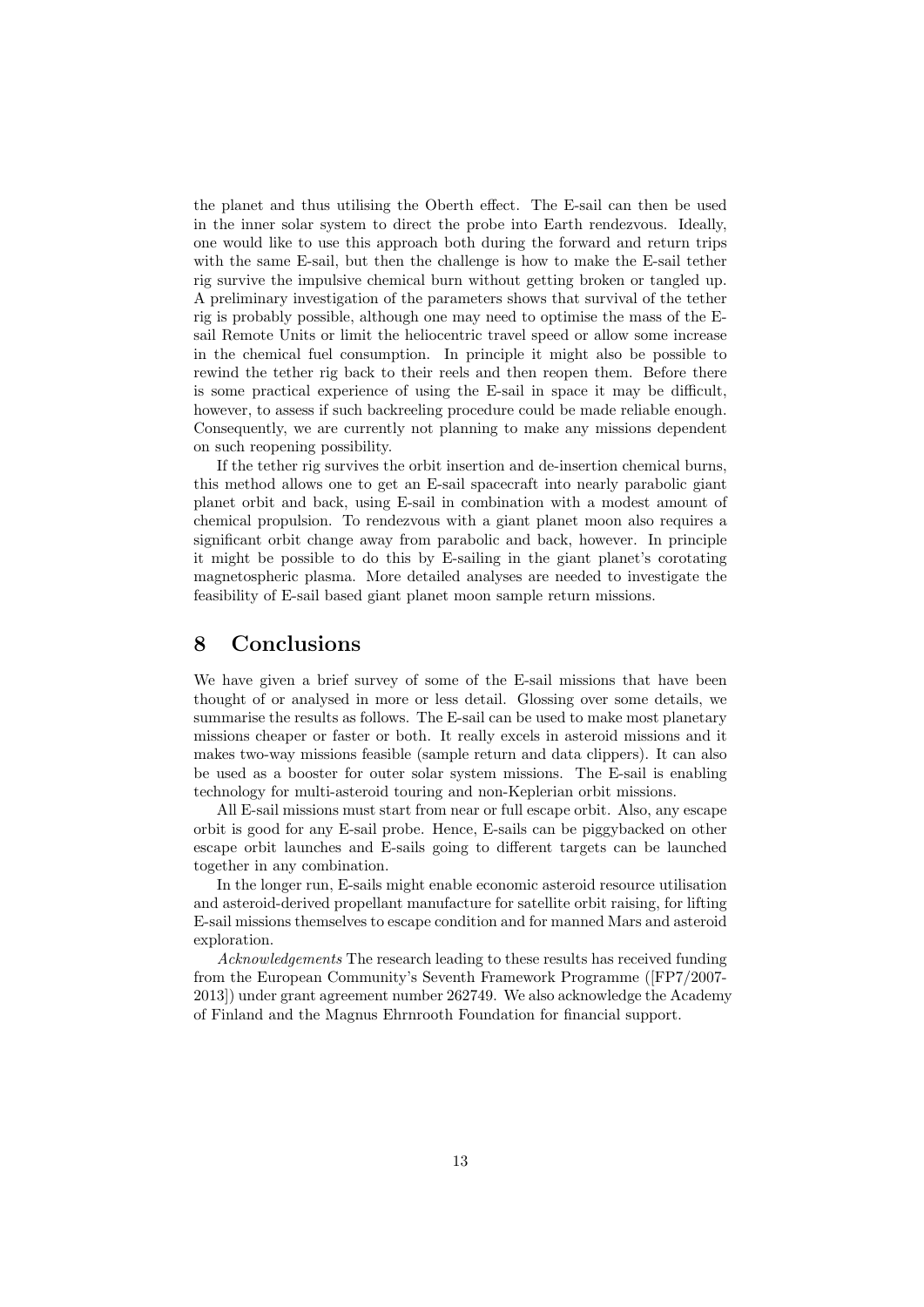the planet and thus utilising the Oberth effect. The E-sail can then be used in the inner solar system to direct the probe into Earth rendezvous. Ideally, one would like to use this approach both during the forward and return trips with the same E-sail, but then the challenge is how to make the E-sail tether rig survive the impulsive chemical burn without getting broken or tangled up. A preliminary investigation of the parameters shows that survival of the tether rig is probably possible, although one may need to optimise the mass of the E-sail Remote Units or limit the heliocentric travel speed or allow some increase in the chemical fuel consumption. In principle it might also be possible to rewind the tether rig back to their reels and then reopen them. Before there is some practical experience of using the E-sail in space it may be difficult, however, to assess if such backreeling procedure could be made reliable enough. Consequently, we are currently not planning to make any missions dependent on such reopening possibility.

If the tether rig survives the orbit insertion and de-insertion chemical burns, this method allows one to get an E-sail spacecraft into nearly parabolic giant planet orbit and back, using E-sail in combination with a modest amount of chemical propulsion. To rendezvous with a giant planet moon also requires a significant orbit change away from parabolic and back, however. In principle it might be possible to do this by E-sailing in the giant planet's corotating magnetospheric plasma. More detailed analyses are needed to investigate the feasibility of E-sail based giant planet moon sample return missions.

# 8 Conclusions

We have given a brief survey of some of the E-sail missions that have been thought of or analysed in more or less detail. Glossing over some details, we summarise the results as follows. The E-sail can be used to make most planetary missions cheaper or faster or both. It really excels in asteroid missions and it makes two-way missions feasible (sample return and data clippers). It can also be used as a booster for outer solar system missions. The E-sail is enabling technology for multi-asteroid touring and non-Keplerian orbit missions.

All E-sail missions must start from near or full escape orbit. Also, any escape orbit is good for any E-sail probe. Hence, E-sails can be piggybacked on other escape orbit launches and E-sails going to different targets can be launched together in any combination.

In the longer run, E-sails might enable economic asteroid resource utilisation and asteroid-derived propellant manufacture for satellite orbit raising, for lifting E-sail missions themselves to escape condition and for manned Mars and asteroid exploration.

*Acknowledgements* The research leading to these results has received funding from the European Community's Seventh Framework Programme ([FP7/2007-2013]) under grant agreement number 262749. We also acknowledge the Academy of Finland and the Magnus Ehrnrooth Foundation for financial support.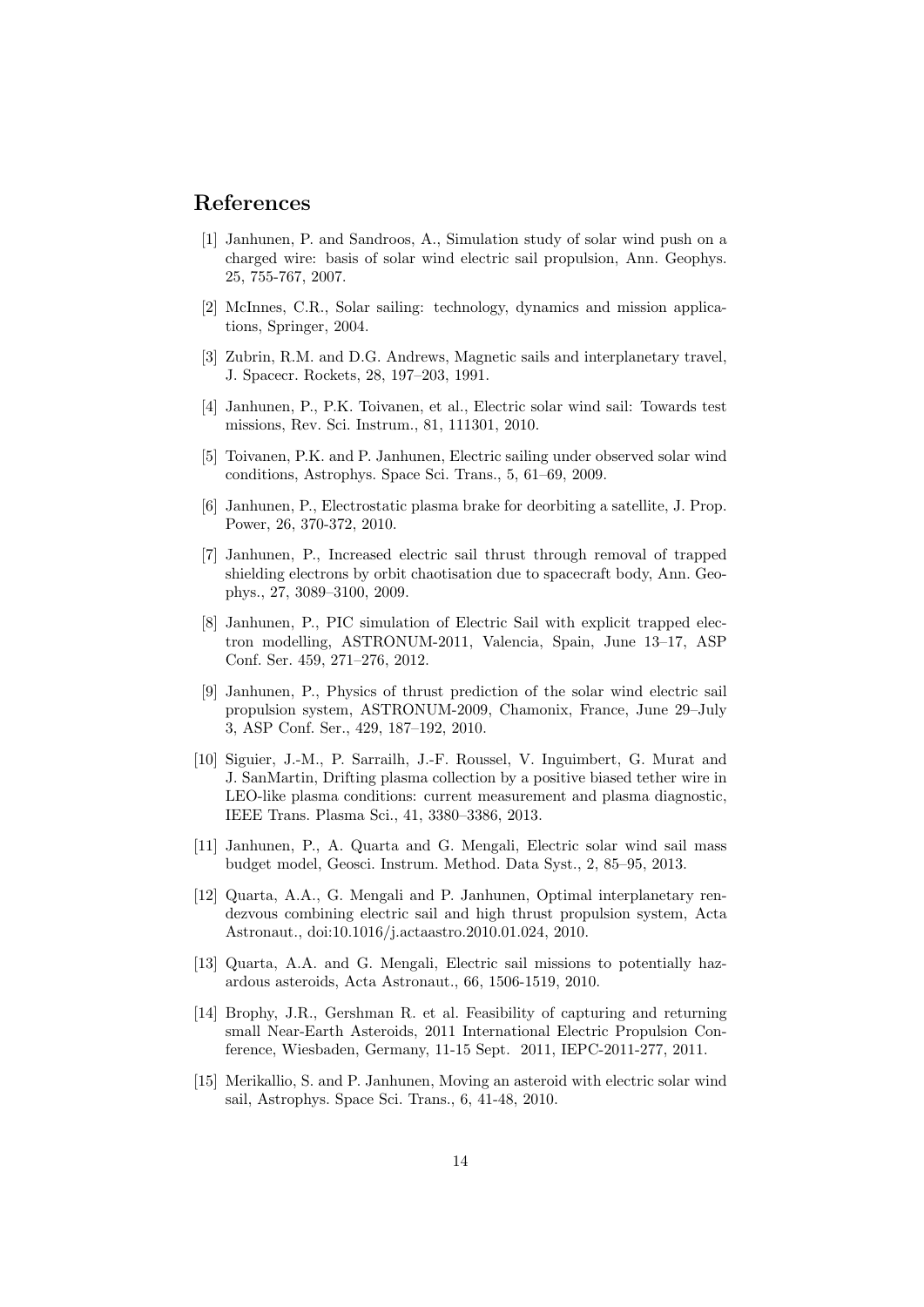# References

[1] Janhunen, P. and Sandroos, A., Simulation study of solar wind push on a charged wire: basis of solar wind electric sail propulsion, Ann. Geophys. 25, 755-767, 2007.

[2] McInnes, C.R., Solar sailing: technology, dynamics and mission applications, Springer, 2004.

[3] Zubrin, R.M. and D.G. Andrews, Magnetic sails and interplanetary travel, J. Spacecr. Rockets, 28, 197–203, 1991.

[4] Janhunen, P., P.K. Toivanen, et al., Electric solar wind sail: Towards test missions, Rev. Sci. Instrum., 81, 111301, 2010.

[5] Toivanen, P.K. and P. Janhunen, Electric sailing under observed solar wind conditions, Astrophys. Space Sci. Trans., 5, 61–69, 2009.

[6] Janhunen, P., Electrostatic plasma brake for deorbiting a satellite, J. Prop. Power, 26, 370-372, 2010.

[7] Janhunen, P., Increased electric sail thrust through removal of trapped shielding electrons by orbit chaotisation due to spacecraft body, Ann. Geophys., 27, 3089–3100, 2009.

[8] Janhunen, P., PIC simulation of Electric Sail with explicit trapped electron modelling, ASTRONUM-2011, Valencia, Spain, June 13–17, ASP Conf. Ser. 459, 271–276, 2012.

[9] Janhunen, P., Physics of thrust prediction of the solar wind electric sail propulsion system, ASTRONUM-2009, Chamonix, France, June 29–July 3, ASP Conf. Ser., 429, 187–192, 2010.

[10] Siguier, J.-M., P. Sarrailh, J.-F. Roussel, V. Inguimbert, G. Murat and J. SanMartin, Drifting plasma collection by a positive biased tether wire in LEO-like plasma conditions: current measurement and plasma diagnostic, IEEE Trans. Plasma Sci., 41, 3380–3386, 2013.

[11] Janhunen, P., A. Quarta and G. Mengali, Electric solar wind sail mass budget model, Geosci. Instrum. Method. Data Syst., 2, 85–95, 2013.

[12] Quarta, A.A., G. Mengali and P. Janhunen, Optimal interplanetary rendezvous combining electric sail and high thrust propulsion system, Acta Astronaut., doi:10.1016/j.actaastro.2010.01.024, 2010.

[13] Quarta, A.A. and G. Mengali, Electric sail missions to potentially hazardous asteroids, Acta Astronaut., 66, 1506-1519, 2010.

[14] Brophy, J.R., Gershman R. et al. Feasibility of capturing and returning small Near-Earth Asteroids, 2011 International Electric Propulsion Conference, Wiesbaden, Germany, 11-15 Sept. 2011, IEPC-2011-277, 2011.

[15] Merikallio, S. and P. Janhunen, Moving an asteroid with electric solar wind sail, Astrophys. Space Sci. Trans., 6, 41-48, 2010.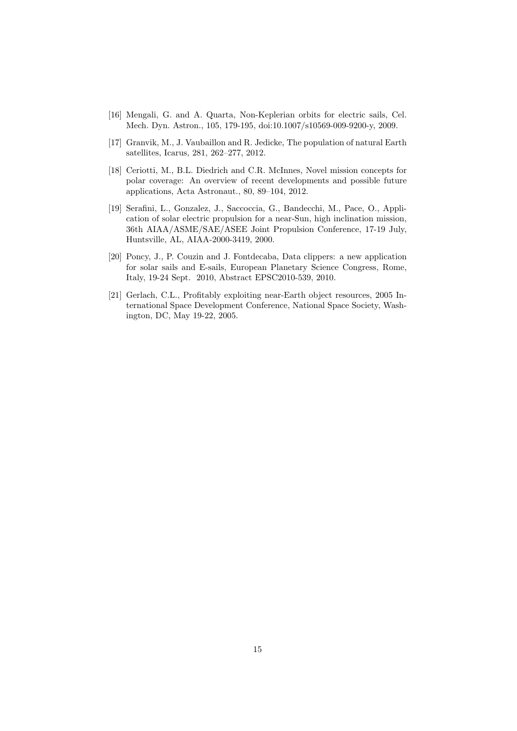[16] Mengali, G. and A. Quarta, Non-Keplerian orbits for electric sails, Cel. Mech. Dyn. Astron., 105, 179-195, doi:10.1007/s10569-009-9200-y, 2009.

[17] Granvik, M., J. Vaubaillon and R. Jedicke, The population of natural Earth satellites, Icarus, 281, 262–277, 2012.

[18] Ceriotti, M., B.L. Diedrich and C.R. McInnes, Novel mission concepts for polar coverage: An overview of recent developments and possible future applications, Acta Astronaut., 80, 89–104, 2012.

[19] Serafini, L., Gonzalez, J., Saccoccia, G., Bandecchi, M., Pace, O., Application of solar electric propulsion for a near-Sun, high inclination mission, 36th AIAA/ASME/SAE/ASEE Joint Propulsion Conference, 17-19 July, Huntsville, AL, AIAA-2000-3419, 2000.

[20] Poncy, J., P. Couzin and J. Fontdecaba, Data clippers: a new application for solar sails and E-sails, European Planetary Science Congress, Rome, Italy, 19-24 Sept. 2010, Abstract EPSC2010-539, 2010.

[21] Gerlach, C.L., Profitably exploiting near-Earth object resources, 2005 International Space Development Conference, National Space Society, Washington, DC, May 19-22, 2005.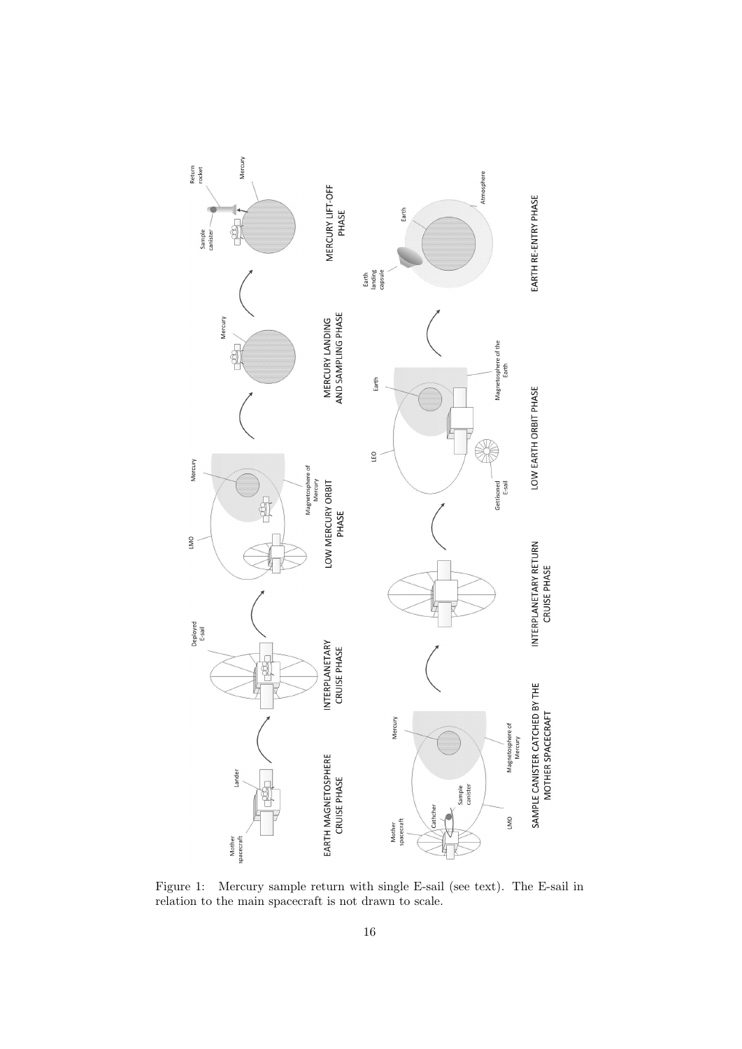Figure 1: Mercury sample return with single E-sail (see text). The E-sail in relation to the main spacecraft is not drawn to scale.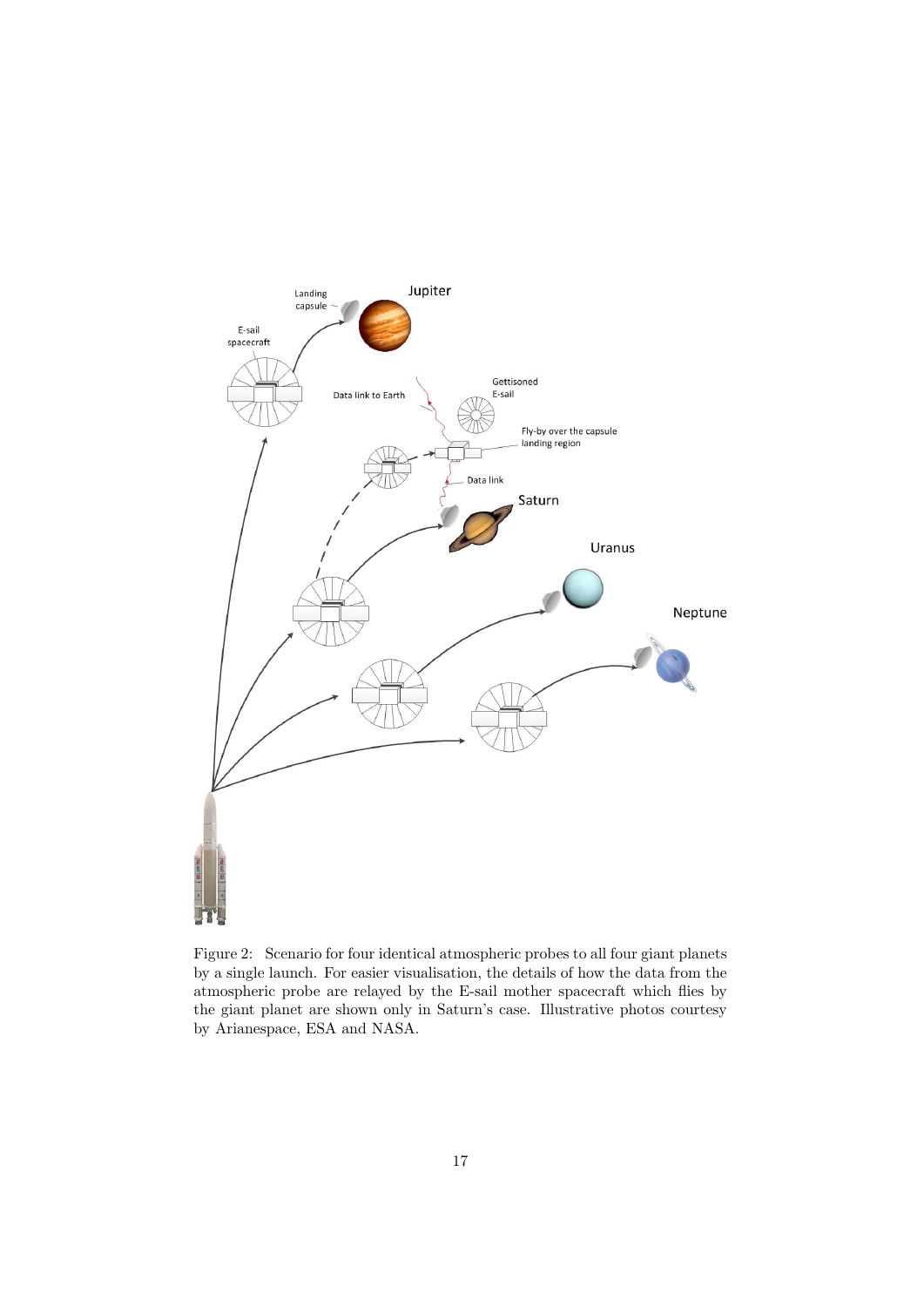Figure 2: Scenario for four identical atmospheric probes to all four giant planets by a single launch. For easier visualisation, the details of how the data from the atmospheric probe are relayed by the E-sail mother spacecraft which flies by the giant planet are shown only in Saturn's case. Illustrative photos courtesy by Arianespace, ESA and NASA.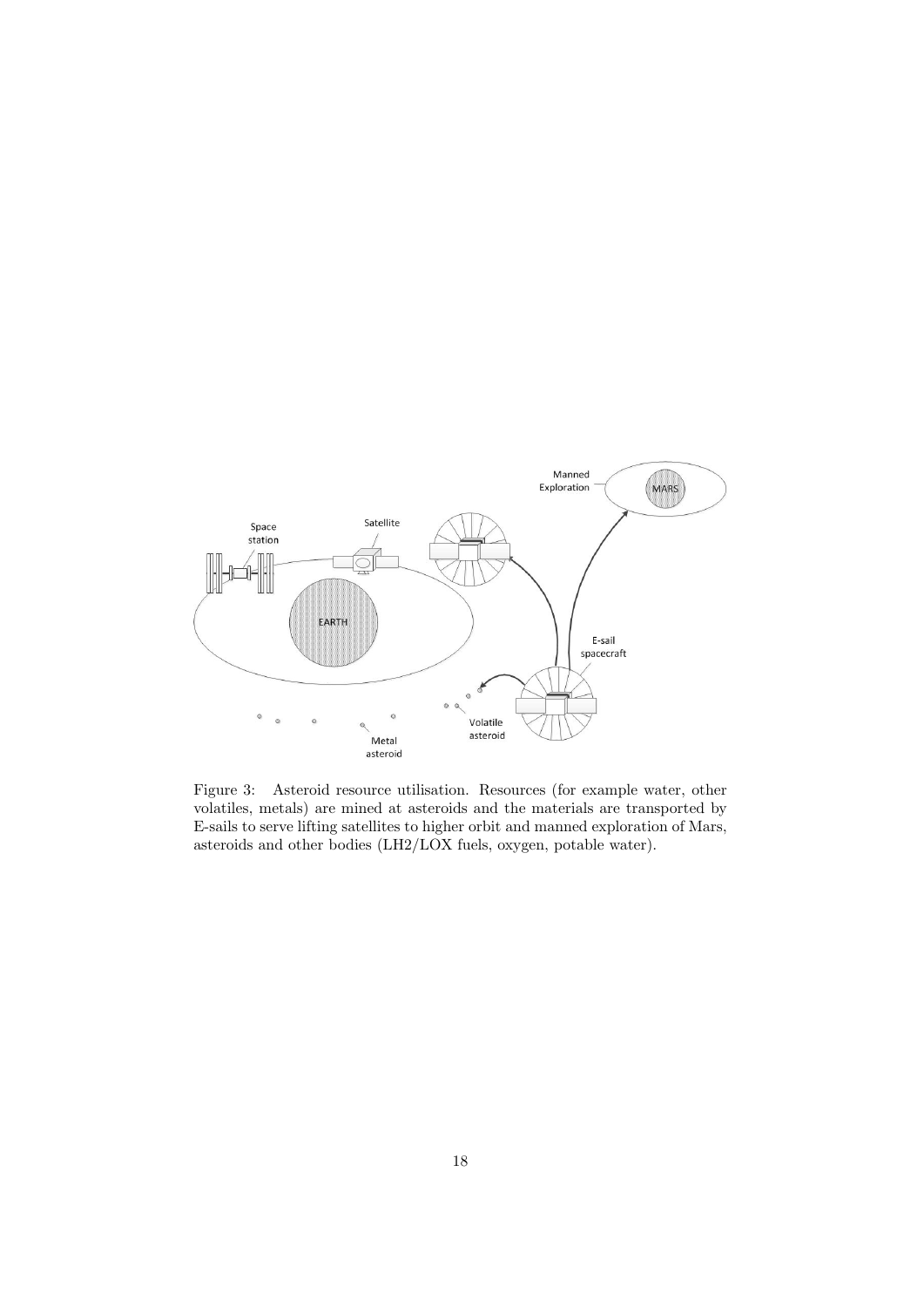Manned
Exploration

MARS

Space
station

Satellite

EARTH

E-sail
spacecraft

Volatile
asteroid

Metal
asteroid

Figure 3: Asteroid resource utilisation. Resources (for example water, other volatiles, metals) are mined at asteroids and the materials are transported by E-sails to serve lifting satellites to higher orbit and manned exploration of Mars, asteroids and other bodies (LH2/LOX fuels, oxygen, potable water).